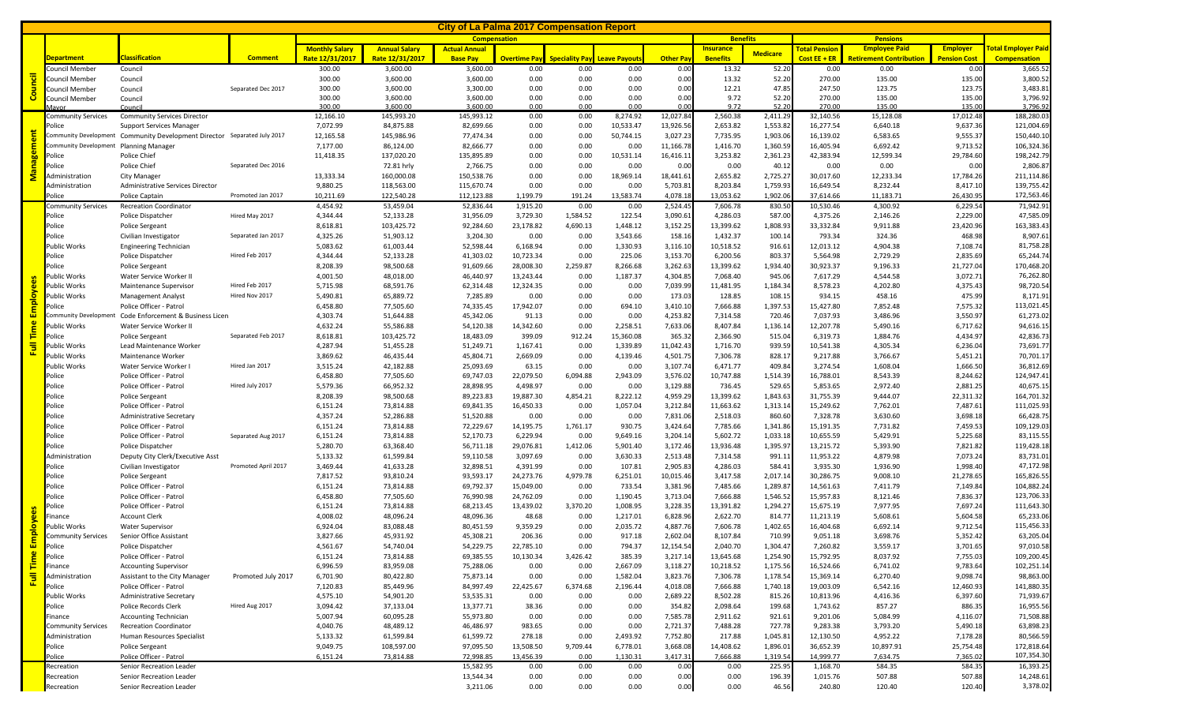# City of La Palma 2017 Compensation Report

| | | | | Compensation | | | | | | | Benefits | | Pensions | | | |
|---|---|---|---|---|---|---|---|---|---|---|---|---|---|---|---|---|
| | Department | Classification | Comment | Monthly Salary Rate 12/31/2017 | Annual Salary Rate 12/31/2017 | Actual Annual Base Pay | Overtime Pay | Speciality Pay | Leave Payouts | Other Pay | Insurance Benefits | Medicare | Total Pension Cost EE + ER | Employee Paid Retirement Contribution | Employer Pension Cost | Total Employer Paid Compensation |
| Council | Council Member | Council | | 300.00 | 3,600.00 | 3,600.00 | 0.00 | 0.00 | 0.00 | 0.00 | 13.32 | 52.20 | 0.00 | 0.00 | 0.00 | 3,665.52 |
| | Council Member | Council | | 300.00 | 3,600.00 | 3,600.00 | 0.00 | 0.00 | 0.00 | 0.00 | 13.32 | 52.20 | 270.00 | 135.00 | 135.00 | 3,800.52 |
| | Council Member | Council | Separated Dec 2017 | 300.00 | 3,600.00 | 3,300.00 | 0.00 | 0.00 | 0.00 | 0.00 | 12.21 | 47.85 | 247.50 | 123.75 | 123.75 | 3,483.81 |
| | Council Member | Council | | 300.00 | 3,600.00 | 3,600.00 | 0.00 | 0.00 | 0.00 | 0.00 | 9.72 | 52.20 | 270.00 | 135.00 | 135.00 | 3,796.92 |
| | Mayor | Council | | 300.00 | 3,600.00 | 3,600.00 | 0.00 | 0.00 | 0.00 | 0.00 | 9.72 | 52.20 | 270.00 | 135.00 | 135.00 | 3,796.92 |
| Management | Community Services | Community Services Director | | 12,166.10 | 145,993.20 | 145,993.12 | 0.00 | 0.00 | 8,274.92 | 12,027.84 | 2,560.38 | 2,411.29 | 32,140.56 | 15,128.08 | 17,012.48 | 188,280.03 |
| | Police | Support Services Manager | | 7,072.99 | 84,875.88 | 82,699.66 | 0.00 | 0.00 | 10,533.47 | 13,926.56 | 2,653.82 | 1,553.82 | 16,277.54 | 6,640.18 | 9,637.36 | 121,004.69 |
| | Community Development | Community Development Director | Separated July 2017 | 12,165.58 | 145,986.96 | 77,474.34 | 0.00 | 0.00 | 50,744.15 | 3,027.23 | 7,735.95 | 1,903.06 | 16,139.02 | 6,583.65 | 9,555.37 | 150,440.10 |
| | Community Development | Planning Manager | | 7,177.00 | 86,124.00 | 82,666.77 | 0.00 | 0.00 | 0.00 | 11,166.78 | 1,416.70 | 1,360.59 | 16,405.94 | 6,692.42 | 9,713.52 | 106,324.36 |
| | Police | Police Chief | | 11,418.35 | 137,020.20 | 135,895.89 | 0.00 | 0.00 | 10,531.14 | 16,416.11 | 3,253.82 | 2,361.23 | 42,383.94 | 12,599.34 | 29,784.60 | 198,242.79 |
| | Police | Police Chief | Separated Dec 2016 | | 72.81 hrly | 2,766.75 | 0.00 | 0.00 | 0.00 | 0.00 | 0.00 | 40.12 | 0.00 | 0.00 | 0.00 | 2,806.87 |
| | Administration | City Manager | | 13,333.34 | 160,000.08 | 150,538.76 | 0.00 | 0.00 | 18,969.14 | 18,441.61 | 2,655.82 | 2,725.27 | 30,017.60 | 12,233.34 | 17,784.26 | 211,114.86 |
| | Administration | Administrative Services Director | | 9,880.25 | 118,563.00 | 115,670.74 | 0.00 | 0.00 | 0.00 | 5,703.81 | 8,203.84 | 1,759.93 | 16,649.54 | 8,232.44 | 8,417.10 | 139,755.42 |
| | Police | Police Captain | Promoted Jan 2017 | 10,211.69 | 122,540.28 | 112,123.88 | 1,199.79 | 191.24 | 13,583.74 | 4,078.18 | 13,053.62 | 1,902.06 | 37,614.66 | 11,183.71 | 26,430.95 | 172,563.46 |
| Full Time Employees | Community Services | Recreation Coordinator | | 4,454.92 | 53,459.04 | 52,836.44 | 1,915.20 | 0.00 | 0.00 | 2,524.45 | 7,606.78 | 830.50 | 10,530.46 | 4,300.92 | 6,229.54 | 71,942.91 |
| | Police | Police Dispatcher | Hired May 2017 | 4,344.44 | 52,133.28 | 31,956.09 | 3,729.30 | 1,584.52 | 122.54 | 3,090.61 | 4,286.03 | 587.00 | 4,375.26 | 2,146.26 | 2,229.00 | 47,585.09 |
| | Police | Police Sergeant | | 8,618.81 | 103,425.72 | 92,284.60 | 23,178.82 | 4,690.13 | 1,448.12 | 3,152.25 | 13,399.62 | 1,808.93 | 33,332.84 | 9,911.88 | 23,420.96 | 163,383.43 |
| | Police | Civilian Investigator | Separated Jan 2017 | 4,325.26 | 51,903.12 | 3,204.30 | 0.00 | 0.00 | 3,543.66 | 158.16 | 1,432.37 | 100.14 | 793.34 | 324.36 | 468.98 | 8,907.61 |
| | Public Works | Engineering Technician | | 5,083.62 | 61,003.44 | 52,598.44 | 6,168.94 | 0.00 | 1,330.93 | 3,116.10 | 10,518.52 | 916.61 | 12,013.12 | 4,904.38 | 7,108.74 | 81,758.28 |
| | Police | Police Dispatcher | Hired Feb 2017 | 4,344.44 | 52,133.28 | 41,303.02 | 10,723.34 | 0.00 | 225.06 | 3,153.70 | 6,200.56 | 803.37 | 5,564.98 | 2,729.29 | 2,835.69 | 65,244.74 |
| | Police | Police Sergeant | | 8,208.39 | 98,500.68 | 91,609.66 | 28,008.30 | 2,259.87 | 8,266.68 | 3,262.63 | 13,399.62 | 1,934.40 | 30,923.37 | 9,196.33 | 21,727.04 | 170,468.20 |
| | Public Works | Water Service Worker II | | 4,001.50 | 48,018.00 | 46,440.97 | 13,243.44 | 0.00 | 1,187.37 | 4,304.85 | 7,068.40 | 945.06 | 7,617.29 | 4,544.58 | 3,072.71 | 76,262.80 |
| | Public Works | Maintenance Supervisor | Hired Feb 2017 | 5,715.98 | 68,591.76 | 62,314.48 | 12,324.35 | 0.00 | 0.00 | 7,039.99 | 11,481.95 | 1,184.34 | 8,578.23 | 4,202.80 | 4,375.43 | 98,720.54 |
| | Public Works | Management Analyst | Hired Nov 2017 | 5,490.81 | 65,889.72 | 7,285.89 | 0.00 | 0.00 | 0.00 | 173.03 | 128.85 | 108.15 | 934.15 | 458.16 | 475.99 | 8,171.91 |
| | Police | Police Officer - Patrol | | 6,458.80 | 77,505.60 | 74,335.45 | 17,942.07 | 0.00 | 694.10 | 3,410.10 | 7,666.88 | 1,397.53 | 15,427.80 | 7,852.48 | 7,575.32 | 113,021.45 |
| | Community Development | Code Enforcement & Business Licen | | 4,303.74 | 51,644.88 | 45,342.06 | 91.13 | 0.00 | 0.00 | 4,253.82 | 7,314.58 | 720.46 | 7,037.93 | 3,486.96 | 3,550.97 | 61,273.02 |
| | Public Works | Water Service Worker II | | 4,632.24 | 55,586.88 | 54,120.38 | 14,342.60 | 0.00 | 2,258.51 | 7,633.06 | 8,407.84 | 1,136.14 | 12,207.78 | 5,490.16 | 6,717.62 | 94,616.15 |
| | Police | Police Sergeant | Separated Feb 2017 | 8,618.81 | 103,425.72 | 18,483.09 | 399.09 | 912.24 | 15,360.08 | 365.32 | 2,366.90 | 515.04 | 6,319.73 | 1,884.76 | 4,434.97 | 42,836.73 |
| | Public Works | Lead Maintenance Worker | | 4,287.94 | 51,455.28 | 51,249.71 | 1,167.41 | 0.00 | 1,339.89 | 11,042.43 | 1,716.70 | 939.59 | 10,541.38 | 4,305.34 | 6,236.04 | 73,691.77 |
| | Public Works | Maintenance Worker | | 3,869.62 | 46,435.44 | 45,804.71 | 2,669.09 | 0.00 | 4,139.46 | 4,501.75 | 7,306.78 | 828.17 | 9,217.88 | 3,766.67 | 5,451.21 | 70,701.17 |
| | Public Works | Water Service Worker I | Hired Jan 2017 | 3,515.24 | 42,182.88 | 25,093.69 | 63.15 | 0.00 | 0.00 | 3,107.74 | 6,471.77 | 409.84 | 3,274.54 | 1,608.04 | 1,666.50 | 36,812.69 |
| | Police | Police Officer - Patrol | | 6,458.80 | 77,505.60 | 69,747.03 | 22,079.50 | 6,094.88 | 2,943.09 | 3,576.02 | 10,747.88 | 1,514.39 | 16,788.01 | 8,543.39 | 8,244.62 | 124,947.41 |
| | Police | Police Officer - Patrol | Hired July 2017 | 5,579.36 | 66,952.32 | 28,898.95 | 4,498.97 | 0.00 | 0.00 | 3,129.88 | 736.45 | 529.65 | 5,853.65 | 2,972.40 | 2,881.25 | 40,675.15 |
| | Police | Police Sergeant | | 8,208.39 | 98,500.68 | 89,223.83 | 19,887.30 | 4,854.21 | 8,222.12 | 4,959.29 | 13,399.62 | 1,843.63 | 31,755.39 | 9,444.07 | 22,311.32 | 164,701.32 |
| | Police | Police Officer - Patrol | | 6,151.24 | 73,814.88 | 69,841.35 | 16,450.33 | 0.00 | 1,057.04 | 3,212.84 | 11,663.62 | 1,313.14 | 15,249.62 | 7,762.01 | 7,487.61 | 111,025.93 |
| | Police | Administrative Secretary | | 4,357.24 | 52,286.88 | 51,520.88 | 0.00 | 0.00 | 0.00 | 7,831.06 | 2,518.03 | 860.60 | 7,328.78 | 3,630.60 | 3,698.18 | 66,428.75 |
| | Police | Police Officer - Patrol | | 6,151.24 | 73,814.88 | 72,229.67 | 14,195.75 | 1,761.17 | 930.75 | 3,424.64 | 7,785.66 | 1,341.86 | 15,191.35 | 7,731.82 | 7,459.53 | 109,129.03 |
| | Police | Police Officer - Patrol | Separated Aug 2017 | 6,151.24 | 73,814.88 | 52,170.73 | 6,229.94 | 0.00 | 9,649.16 | 3,204.14 | 5,602.72 | 1,033.18 | 10,655.59 | 5,429.91 | 5,225.68 | 83,115.55 |
| | Police | Police Dispatcher | | 5,280.70 | 63,368.40 | 56,711.18 | 29,076.81 | 1,412.06 | 5,901.40 | 3,172.46 | 13,936.48 | 1,395.97 | 13,215.72 | 5,393.90 | 7,821.82 | 119,428.18 |
| | Administration | Deputy City Clerk/Executive Asst | | 5,133.32 | 61,599.84 | 59,110.58 | 3,097.69 | 0.00 | 3,630.33 | 2,513.48 | 7,314.58 | 991.11 | 11,953.22 | 4,879.98 | 7,073.24 | 83,731.01 |
| | Police | Civilian Investigator | Promoted April 2017 | 3,469.44 | 41,633.28 | 32,898.51 | 4,391.99 | 0.00 | 107.81 | 2,905.83 | 4,286.03 | 584.41 | 3,935.30 | 1,936.90 | 1,998.40 | 47,172.98 |
| | Police | Police Sergeant | | 7,817.52 | 93,810.24 | 93,593.17 | 24,273.76 | 4,979.78 | 6,251.01 | 10,015.46 | 3,417.58 | 2,017.14 | 30,286.75 | 9,008.10 | 21,278.65 | 165,826.55 |
| | Police | Police Officer - Patrol | | 6,151.24 | 73,814.88 | 69,792.37 | 15,049.00 | 0.00 | 733.54 | 3,381.96 | 7,485.66 | 1,289.87 | 14,561.63 | 7,411.79 | 7,149.84 | 104,882.24 |
| | Police | Police Officer - Patrol | | 6,458.80 | 77,505.60 | 76,990.98 | 24,762.09 | 0.00 | 1,190.45 | 3,713.04 | 7,666.88 | 1,546.52 | 15,957.83 | 8,121.46 | 7,836.37 | 123,706.33 |
| | Police | Police Officer - Patrol | | 6,151.24 | 73,814.88 | 68,213.45 | 13,439.02 | 3,370.20 | 1,008.95 | 3,228.35 | 13,391.82 | 1,294.27 | 15,675.19 | 7,977.95 | 7,697.24 | 111,643.30 |
| | Finance | Account Clerk | | 4,008.02 | 48,096.24 | 48,096.36 | 48.68 | 0.00 | 1,217.01 | 6,828.96 | 2,622.70 | 814.77 | 11,213.19 | 5,608.61 | 5,604.58 | 65,233.06 |
| | Public Works | Water Supervisor | | 6,924.04 | 83,088.48 | 80,451.59 | 9,359.29 | 0.00 | 2,035.72 | 4,887.76 | 7,606.78 | 1,402.65 | 16,404.68 | 6,692.14 | 9,712.54 | 115,456.33 |
| | Community Services | Senior Office Assistant | | 3,827.66 | 45,931.92 | 45,308.21 | 206.36 | 0.00 | 917.18 | 2,602.04 | 8,107.84 | 710.99 | 9,051.18 | 3,698.76 | 5,352.42 | 63,205.04 |
| | Police | Police Dispatcher | | 4,561.67 | 54,740.04 | 54,229.75 | 22,785.10 | 0.00 | 794.37 | 12,154.54 | 2,040.70 | 1,304.47 | 7,260.82 | 3,559.17 | 3,701.65 | 97,010.58 |
| | Police | Police Officer - Patrol | | 6,151.24 | 73,814.88 | 69,385.55 | 10,130.34 | 3,426.42 | 385.39 | 3,217.14 | 13,645.68 | 1,254.90 | 15,792.95 | 8,037.92 | 7,755.03 | 109,200.45 |
| | Finance | Accounting Supervisor | | 6,996.59 | 83,959.08 | 75,288.06 | 0.00 | 0.00 | 2,667.09 | 3,118.27 | 10,218.52 | 1,175.56 | 16,524.66 | 6,741.02 | 9,783.64 | 102,251.14 |
| | Administration | Assistant to the City Manager | Promoted July 2017 | 6,701.90 | 80,422.80 | 75,873.14 | 0.00 | 0.00 | 1,582.04 | 3,823.76 | 7,306.78 | 1,178.54 | 15,369.14 | 6,270.40 | 9,098.74 | 98,863.00 |
| | Police | Police Officer - Patrol | | 7,120.83 | 85,449.96 | 84,997.49 | 22,425.67 | 6,374.68 | 2,196.44 | 4,018.08 | 7,666.88 | 1,740.18 | 19,003.09 | 6,542.16 | 12,460.93 | 141,880.35 |
| | Public Works | Administrative Secretary | | 4,575.10 | 54,901.20 | 53,535.31 | 0.00 | 0.00 | 0.00 | 2,689.22 | 8,502.28 | 815.26 | 10,813.96 | 4,416.36 | 6,397.60 | 71,939.67 |
| | Police | Police Records Clerk | Hired Aug 2017 | 3,094.42 | 37,133.04 | 13,377.71 | 38.36 | 0.00 | 0.00 | 354.82 | 2,098.64 | 199.68 | 1,743.62 | 857.27 | 886.35 | 16,955.56 |
| | Finance | Accounting Technician | | 5,007.94 | 60,095.28 | 55,973.80 | 0.00 | 0.00 | 0.00 | 7,585.78 | 2,911.62 | 921.61 | 9,201.06 | 5,084.99 | 4,116.07 | 71,508.88 |
| | Community Services | Recreation Coordinator | | 4,040.76 | 48,489.12 | 46,486.97 | 983.65 | 0.00 | 0.00 | 2,721.37 | 7,488.28 | 727.78 | 9,283.38 | 3,793.20 | 5,490.18 | 63,898.23 |
| | Administration | Human Resources Specialist | | 5,133.32 | 61,599.84 | 61,599.72 | 278.18 | 0.00 | 2,493.92 | 7,752.80 | 217.88 | 1,045.81 | 12,130.50 | 4,952.22 | 7,178.28 | 80,566.59 |
| | Police | Police Sergeant | | 9,049.75 | 108,597.00 | 97,095.50 | 13,508.50 | 9,709.44 | 6,778.01 | 3,668.08 | 14,408.62 | 1,896.01 | 36,652.39 | 10,897.91 | 25,754.48 | 172,818.64 |
| | Police | Police Officer - Patrol | | 6,151.24 | 73,814.88 | 72,998.85 | 13,456.39 | 0.00 | 1,130.31 | 3,417.31 | 7,666.88 | 1,319.54 | 14,999.77 | 7,634.75 | 7,365.02 | 107,354.30 |
| | Recreation | Senior Recreation Leader | | | | 15,582.95 | 0.00 | 0.00 | 0.00 | 0.00 | 0.00 | 225.95 | 1,168.70 | 584.35 | 584.35 | 16,393.25 |
| | Recreation | Senior Recreation Leader | | | | 13,544.34 | 0.00 | 0.00 | 0.00 | 0.00 | 0.00 | 196.39 | 1,015.76 | 507.88 | 507.88 | 14,248.61 |
| | Recreation | Senior Recreation Leader | | | | 3,211.06 | 0.00 | 0.00 | 0.00 | 0.00 | 0.00 | 46.56 | 240.80 | 120.40 | 120.40 | 3,378.02 |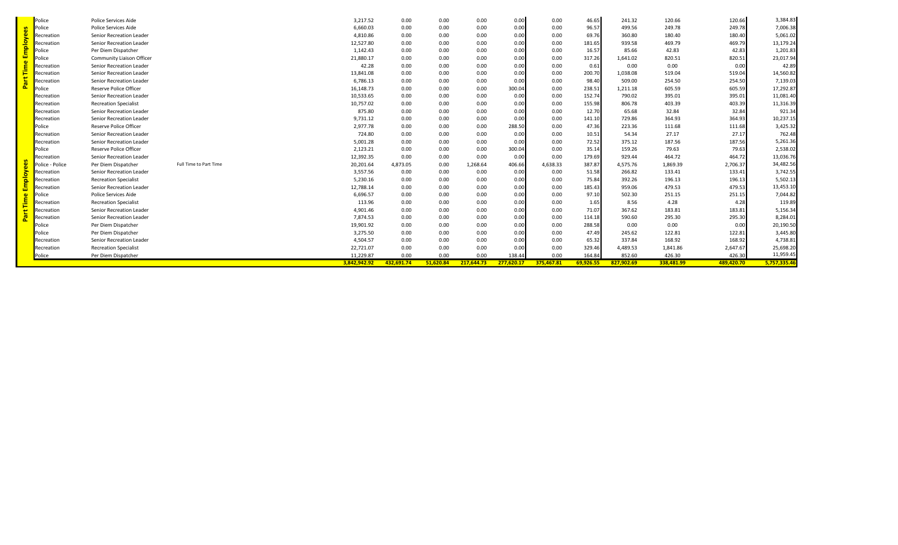| | | | | | | | | | | | | | | |
|---|---|---|---|---|---|---|---|---|---|---|---|---|---|---|
| Part Time Employees | Police | Police Services Aide | | 3,217.52 | 0.00 | 0.00 | 0.00 | 0.00 | 0.00 | 46.65 | 241.32 | 120.66 | 120.66 | 3,384.83 |
| | Police | Police Services Aide | | 6,660.03 | 0.00 | 0.00 | 0.00 | 0.00 | 0.00 | 96.57 | 499.56 | 249.78 | 249.78 | 7,006.38 |
| | Recreation | Senior Recreation Leader | | 4,810.86 | 0.00 | 0.00 | 0.00 | 0.00 | 0.00 | 69.76 | 360.80 | 180.40 | 180.40 | 5,061.02 |
| | Recreation | Senior Recreation Leader | | 12,527.80 | 0.00 | 0.00 | 0.00 | 0.00 | 0.00 | 181.65 | 939.58 | 469.79 | 469.79 | 13,179.24 |
| | Police | Per Diem Dispatcher | | 1,142.43 | 0.00 | 0.00 | 0.00 | 0.00 | 0.00 | 16.57 | 85.66 | 42.83 | 42.83 | 1,201.83 |
| | Police | Community Liaison Officer | | 21,880.17 | 0.00 | 0.00 | 0.00 | 0.00 | 0.00 | 317.26 | 1,641.02 | 820.51 | 820.51 | 23,017.94 |
| | Recreation | Senior Recreation Leader | | 42.28 | 0.00 | 0.00 | 0.00 | 0.00 | 0.00 | 0.61 | 0.00 | 0.00 | 0.00 | 42.89 |
| | Recreation | Senior Recreation Leader | | 13,841.08 | 0.00 | 0.00 | 0.00 | 0.00 | 0.00 | 200.70 | 1,038.08 | 519.04 | 519.04 | 14,560.82 |
| | Recreation | Senior Recreation Leader | | 6,786.13 | 0.00 | 0.00 | 0.00 | 0.00 | 0.00 | 98.40 | 509.00 | 254.50 | 254.50 | 7,139.03 |
| | Police | Reserve Police Officer | | 16,148.73 | 0.00 | 0.00 | 0.00 | 300.04 | 0.00 | 238.51 | 1,211.18 | 605.59 | 605.59 | 17,292.87 |
| | Recreation | Senior Recreation Leader | | 10,533.65 | 0.00 | 0.00 | 0.00 | 0.00 | 0.00 | 152.74 | 790.02 | 395.01 | 395.01 | 11,081.40 |
| | Recreation | Recreation Specialist | | 10,757.02 | 0.00 | 0.00 | 0.00 | 0.00 | 0.00 | 155.98 | 806.78 | 403.39 | 403.39 | 11,316.39 |
| | Recreation | Senior Recreation Leader | | 875.80 | 0.00 | 0.00 | 0.00 | 0.00 | 0.00 | 12.70 | 65.68 | 32.84 | 32.84 | 921.34 |
| | Recreation | Senior Recreation Leader | | 9,731.12 | 0.00 | 0.00 | 0.00 | 0.00 | 0.00 | 141.10 | 729.86 | 364.93 | 364.93 | 10,237.15 |
| | Police | Reserve Police Officer | | 2,977.78 | 0.00 | 0.00 | 0.00 | 288.50 | 0.00 | 47.36 | 223.36 | 111.68 | 111.68 | 3,425.32 |
| | Recreation | Senior Recreation Leader | | 724.80 | 0.00 | 0.00 | 0.00 | 0.00 | 0.00 | 10.51 | 54.34 | 27.17 | 27.17 | 762.48 |
| | Recreation | Senior Recreation Leader | | 5,001.28 | 0.00 | 0.00 | 0.00 | 0.00 | 0.00 | 72.52 | 375.12 | 187.56 | 187.56 | 5,261.36 |
| | Police | Reserve Police Officer | | 2,123.21 | 0.00 | 0.00 | 0.00 | 300.04 | 0.00 | 35.14 | 159.26 | 79.63 | 79.63 | 2,538.02 |
| | Recreation | Senior Recreation Leader | | 12,392.35 | 0.00 | 0.00 | 0.00 | 0.00 | 0.00 | 179.69 | 929.44 | 464.72 | 464.72 | 13,036.76 |
| Part Time Employees | Police - Police | Per Diem Dispatcher | Full Time to Part Time | 20,201.64 | 4,873.05 | 0.00 | 1,268.64 | 406.66 | 4,638.33 | 387.87 | 4,575.76 | 1,869.39 | 2,706.37 | 34,482.56 |
| | Recreation | Senior Recreation Leader | | 3,557.56 | 0.00 | 0.00 | 0.00 | 0.00 | 0.00 | 51.58 | 266.82 | 133.41 | 133.41 | 3,742.55 |
| | Recreation | Recreation Specialist | | 5,230.16 | 0.00 | 0.00 | 0.00 | 0.00 | 0.00 | 75.84 | 392.26 | 196.13 | 196.13 | 5,502.13 |
| | Recreation | Senior Recreation Leader | | 12,788.14 | 0.00 | 0.00 | 0.00 | 0.00 | 0.00 | 185.43 | 959.06 | 479.53 | 479.53 | 13,453.10 |
| | Police | Police Services Aide | | 6,696.57 | 0.00 | 0.00 | 0.00 | 0.00 | 0.00 | 97.10 | 502.30 | 251.15 | 251.15 | 7,044.82 |
| | Recreation | Recreation Specialist | | 113.96 | 0.00 | 0.00 | 0.00 | 0.00 | 0.00 | 1.65 | 8.56 | 4.28 | 4.28 | 119.89 |
| | Recreation | Senior Recreation Leader | | 4,901.46 | 0.00 | 0.00 | 0.00 | 0.00 | 0.00 | 71.07 | 367.62 | 183.81 | 183.81 | 5,156.34 |
| | Recreation | Senior Recreation Leader | | 7,874.53 | 0.00 | 0.00 | 0.00 | 0.00 | 0.00 | 114.18 | 590.60 | 295.30 | 295.30 | 8,284.01 |
| | Police | Per Diem Dispatcher | | 19,901.92 | 0.00 | 0.00 | 0.00 | 0.00 | 0.00 | 288.58 | 0.00 | 0.00 | 0.00 | 20,190.50 |
| | Police | Per Diem Dispatcher | | 3,275.50 | 0.00 | 0.00 | 0.00 | 0.00 | 0.00 | 47.49 | 245.62 | 122.81 | 122.81 | 3,445.80 |
| | Recreation | Senior Recreation Leader | | 4,504.57 | 0.00 | 0.00 | 0.00 | 0.00 | 0.00 | 65.32 | 337.84 | 168.92 | 168.92 | 4,738.81 |
| | Recreation | Recreation Specialist | | 22,721.07 | 0.00 | 0.00 | 0.00 | 0.00 | 0.00 | 329.46 | 4,489.53 | 1,841.86 | 2,647.67 | 25,698.20 |
| | Police | Per Diem Dispatcher | | 11,229.87 | 0.00 | 0.00 | 0.00 | 138.44 | 0.00 | 164.84 | 852.60 | 426.30 | 426.30 | 11,959.45 |
| | | | | **3,842,942.92** | **432,691.74** | **51,620.84** | **217,644.73** | **277,620.17** | **375,467.81** | **69,926.55** | **827,902.69** | **338,481.99** | **489,420.70** | **5,757,335.46** |